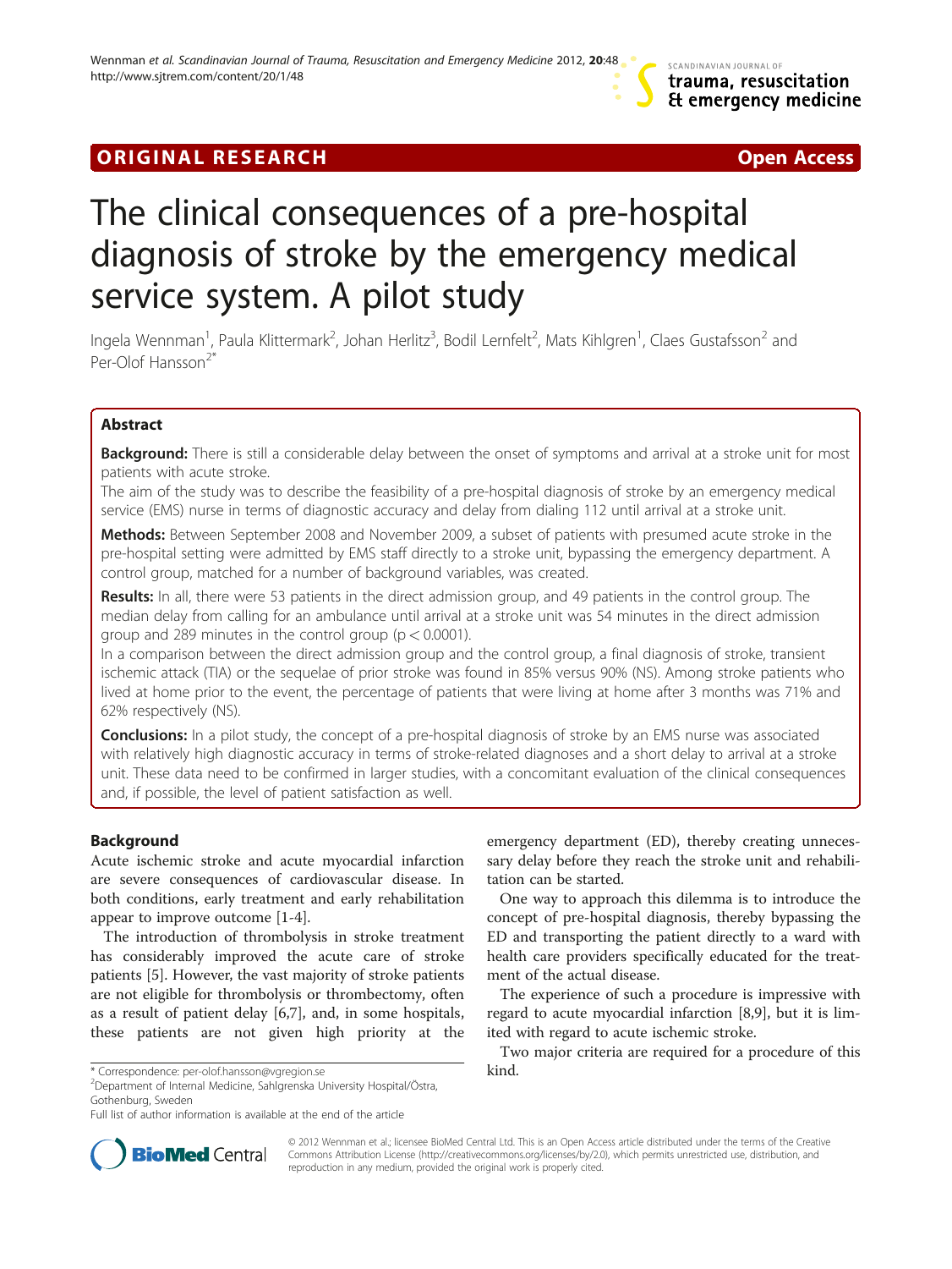ORIGINAL RESEARCH Open Access

# The clinical consequences of a pre-hospital diagnosis of stroke by the emergency medical service system. A pilot study

Ingela Wennman[1], Paula Klittermark[2], Johan Herlitz[3], Bodil Lernfelt[2], Mats Kihlgren[1], Claes Gustafsson[2] and Per-Olof Hansson[2*]

## Abstract

**Background:** There is still a considerable delay between the onset of symptoms and arrival at a stroke unit for most patients with acute stroke.

The aim of the study was to describe the feasibility of a pre-hospital diagnosis of stroke by an emergency medical service (EMS) nurse in terms of diagnostic accuracy and delay from dialing 112 until arrival at a stroke unit.

**Methods:** Between September 2008 and November 2009, a subset of patients with presumed acute stroke in the pre-hospital setting were admitted by EMS staff directly to a stroke unit, bypassing the emergency department. A control group, matched for a number of background variables, was created.

**Results:** In all, there were 53 patients in the direct admission group, and 49 patients in the control group. The median delay from calling for an ambulance until arrival at a stroke unit was 54 minutes in the direct admission group and 289 minutes in the control group ($p < 0.0001$).

In a comparison between the direct admission group and the control group, a final diagnosis of stroke, transient ischemic attack (TIA) or the sequelae of prior stroke was found in 85% versus 90% (NS). Among stroke patients who lived at home prior to the event, the percentage of patients that were living at home after 3 months was 71% and 62% respectively (NS).

**Conclusions:** In a pilot study, the concept of a pre-hospital diagnosis of stroke by an EMS nurse was associated with relatively high diagnostic accuracy in terms of stroke-related diagnoses and a short delay to arrival at a stroke unit. These data need to be confirmed in larger studies, with a concomitant evaluation of the clinical consequences and, if possible, the level of patient satisfaction as well.

## Background

Acute ischemic stroke and acute myocardial infarction are severe consequences of cardiovascular disease. In both conditions, early treatment and early rehabilitation appear to improve outcome [1-4].

The introduction of thrombolysis in stroke treatment has considerably improved the acute care of stroke patients [5]. However, the vast majority of stroke patients are not eligible for thrombolysis or thrombectomy, often as a result of patient delay [6,7], and, in some hospitals, these patients are not given high priority at the emergency department (ED), thereby creating unnecessary delay before they reach the stroke unit and rehabilitation can be started.

One way to approach this dilemma is to introduce the concept of pre-hospital diagnosis, thereby bypassing the ED and transporting the patient directly to a ward with health care providers specifically educated for the treatment of the actual disease.

The experience of such a procedure is impressive with regard to acute myocardial infarction [8,9], but it is limited with regard to acute ischemic stroke.

Two major criteria are required for a procedure of this kind.

* Correspondence: per-olof.hansson@vgregion.se
[2]Department of Internal Medicine, Sahlgrenska University Hospital/Östra, Gothenburg, Sweden
Full list of author information is available at the end of the article

© 2012 Wennman et al.; licensee BioMed Central Ltd. This is an Open Access article distributed under the terms of the Creative Commons Attribution License (http://creativecommons.org/licenses/by/2.0), which permits unrestricted use, distribution, and reproduction in any medium, provided the original work is properly cited.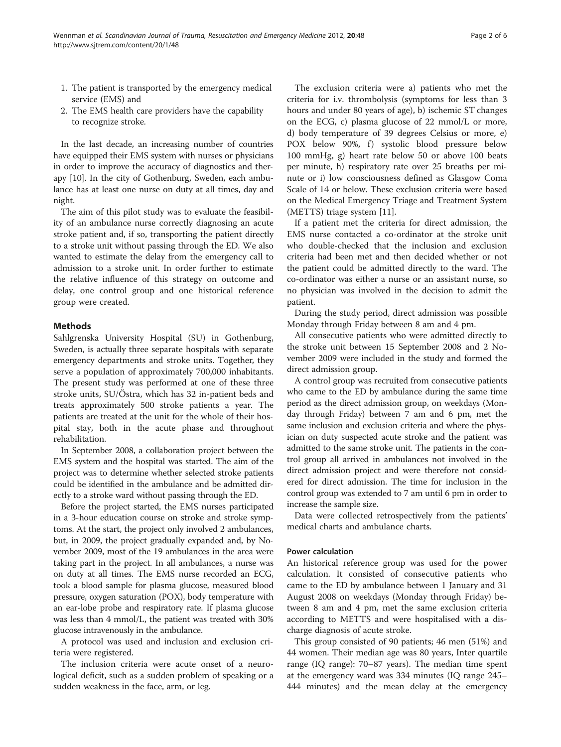1. The patient is transported by the emergency medical service (EMS) and
2. The EMS health care providers have the capability to recognize stroke.

In the last decade, an increasing number of countries have equipped their EMS system with nurses or physicians in order to improve the accuracy of diagnostics and therapy [10]. In the city of Gothenburg, Sweden, each ambulance has at least one nurse on duty at all times, day and night.

The aim of this pilot study was to evaluate the feasibility of an ambulance nurse correctly diagnosing an acute stroke patient and, if so, transporting the patient directly to a stroke unit without passing through the ED. We also wanted to estimate the delay from the emergency call to admission to a stroke unit. In order further to estimate the relative influence of this strategy on outcome and delay, one control group and one historical reference group were created.

## Methods

Sahlgrenska University Hospital (SU) in Gothenburg, Sweden, is actually three separate hospitals with separate emergency departments and stroke units. Together, they serve a population of approximately 700,000 inhabitants. The present study was performed at one of these three stroke units, SU/Östra, which has 32 in-patient beds and treats approximately 500 stroke patients a year. The patients are treated at the unit for the whole of their hospital stay, both in the acute phase and throughout rehabilitation.

In September 2008, a collaboration project between the EMS system and the hospital was started. The aim of the project was to determine whether selected stroke patients could be identified in the ambulance and be admitted directly to a stroke ward without passing through the ED.

Before the project started, the EMS nurses participated in a 3-hour education course on stroke and stroke symptoms. At the start, the project only involved 2 ambulances, but, in 2009, the project gradually expanded and, by November 2009, most of the 19 ambulances in the area were taking part in the project. In all ambulances, a nurse was on duty at all times. The EMS nurse recorded an ECG, took a blood sample for plasma glucose, measured blood pressure, oxygen saturation (POX), body temperature with an ear-lobe probe and respiratory rate. If plasma glucose was less than 4 mmol/L, the patient was treated with 30% glucose intravenously in the ambulance.

A protocol was used and inclusion and exclusion criteria were registered.

The inclusion criteria were acute onset of a neurological deficit, such as a sudden problem of speaking or a sudden weakness in the face, arm, or leg.

The exclusion criteria were a) patients who met the criteria for i.v. thrombolysis (symptoms for less than 3 hours and under 80 years of age), b) ischemic ST changes on the ECG, c) plasma glucose of 22 mmol/L or more, d) body temperature of 39 degrees Celsius or more, e) POX below 90%, f) systolic blood pressure below 100 mmHg, g) heart rate below 50 or above 100 beats per minute, h) respiratory rate over 25 breaths per minute or i) low consciousness defined as Glasgow Coma Scale of 14 or below. These exclusion criteria were based on the Medical Emergency Triage and Treatment System (METTS) triage system [11].

If a patient met the criteria for direct admission, the EMS nurse contacted a co-ordinator at the stroke unit who double-checked that the inclusion and exclusion criteria had been met and then decided whether or not the patient could be admitted directly to the ward. The co-ordinator was either a nurse or an assistant nurse, so no physician was involved in the decision to admit the patient.

During the study period, direct admission was possible Monday through Friday between 8 am and 4 pm.

All consecutive patients who were admitted directly to the stroke unit between 15 September 2008 and 2 November 2009 were included in the study and formed the direct admission group.

A control group was recruited from consecutive patients who came to the ED by ambulance during the same time period as the direct admission group, on weekdays (Monday through Friday) between 7 am and 6 pm, met the same inclusion and exclusion criteria and where the physician on duty suspected acute stroke and the patient was admitted to the same stroke unit. The patients in the control group all arrived in ambulances not involved in the direct admission project and were therefore not considered for direct admission. The time for inclusion in the control group was extended to 7 am until 6 pm in order to increase the sample size.

Data were collected retrospectively from the patients' medical charts and ambulance charts.

### Power calculation

An historical reference group was used for the power calculation. It consisted of consecutive patients who came to the ED by ambulance between 1 January and 31 August 2008 on weekdays (Monday through Friday) between 8 am and 4 pm, met the same exclusion criteria according to METTS and were hospitalised with a discharge diagnosis of acute stroke.

This group consisted of 90 patients; 46 men (51%) and 44 women. Their median age was 80 years, Inter quartile range (IQ range): 70–87 years). The median time spent at the emergency ward was 334 minutes (IQ range 245–444 minutes) and the mean delay at the emergency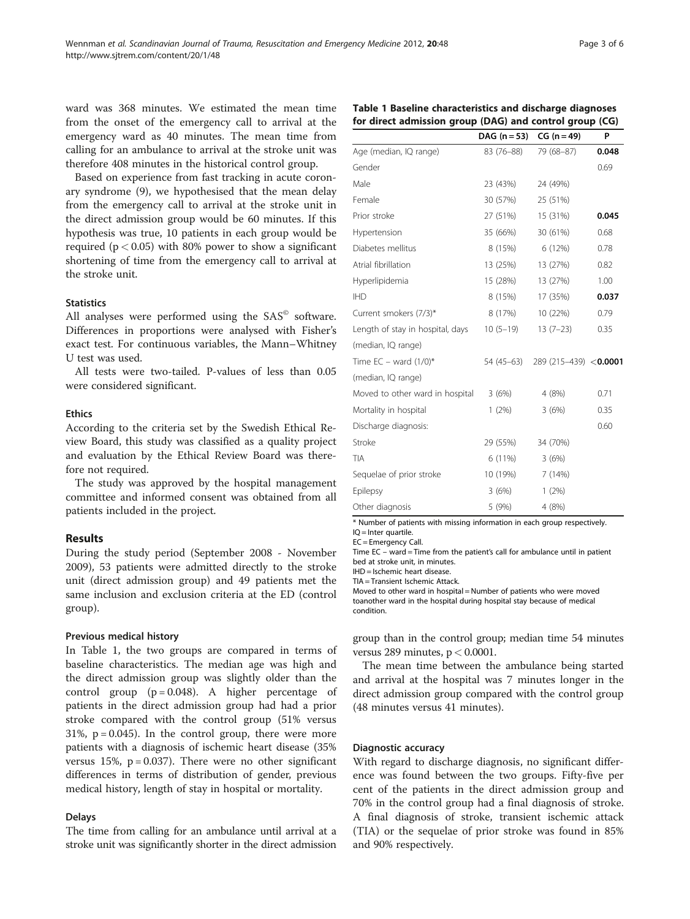ward was 368 minutes. We estimated the mean time from the onset of the emergency call to arrival at the emergency ward as 40 minutes. The mean time from calling for an ambulance to arrival at the stroke unit was therefore 408 minutes in the historical control group.

Based on experience from fast tracking in acute coronary syndrome (9), we hypothesised that the mean delay from the emergency call to arrival at the stroke unit in the direct admission group would be 60 minutes. If this hypothesis was true, 10 patients in each group would be required ($p < 0.05$) with 80% power to show a significant shortening of time from the emergency call to arrival at the stroke unit.

### Statistics

All analyses were performed using the SAS© software. Differences in proportions were analysed with Fisher's exact test. For continuous variables, the Mann–Whitney U test was used.

All tests were two-tailed. P-values of less than 0.05 were considered significant.

### Ethics

According to the criteria set by the Swedish Ethical Review Board, this study was classified as a quality project and evaluation by the Ethical Review Board was therefore not required.

The study was approved by the hospital management committee and informed consent was obtained from all patients included in the project.

## Results

During the study period (September 2008 - November 2009), 53 patients were admitted directly to the stroke unit (direct admission group) and 49 patients met the same inclusion and exclusion criteria at the ED (control group).

### Previous medical history

In Table 1, the two groups are compared in terms of baseline characteristics. The median age was high and the direct admission group was slightly older than the control group ($p = 0.048$). A higher percentage of patients in the direct admission group had had a prior stroke compared with the control group (51% versus 31%, $p = 0.045$). In the control group, there were more patients with a diagnosis of ischemic heart disease (35% versus 15%, $p = 0.037$). There were no other significant differences in terms of distribution of gender, previous medical history, length of stay in hospital or mortality.

**Table 1 Baseline characteristics and discharge diagnoses for direct admission group (DAG) and control group (CG)**

| | DAG (n = 53) | CG (n = 49) | P |
|---|---|---|---|
| Age (median, IQ range) | 83 (76–88) | 79 (68–87) | **0.048** |
| Gender | | | 0.69 |
| Male | 23 (43%) | 24 (49%) | |
| Female | 30 (57%) | 25 (51%) | |
| Prior stroke | 27 (51%) | 15 (31%) | **0.045** |
| Hypertension | 35 (66%) | 30 (61%) | 0.68 |
| Diabetes mellitus | 8 (15%) | 6 (12%) | 0.78 |
| Atrial fibrillation | 13 (25%) | 13 (27%) | 0.82 |
| Hyperlipidemia | 15 (28%) | 13 (27%) | 1.00 |
| IHD | 8 (15%) | 17 (35%) | **0.037** |
| Current smokers (7/3)* | 8 (17%) | 10 (22%) | 0.79 |
| Length of stay in hospital, days (median, IQ range) | 10 (5–19) | 13 (7–23) | 0.35 |
| Time EC – ward (1/0)* (median, IQ range) | 54 (45–63) | 289 (215–439) | **<0.0001** |
| Moved to other ward in hospital | 3 (6%) | 4 (8%) | 0.71 |
| Mortality in hospital | 1 (2%) | 3 (6%) | 0.35 |
| Discharge diagnosis: | | | 0.60 |
| Stroke | 29 (55%) | 34 (70%) | |
| TIA | 6 (11%) | 3 (6%) | |
| Sequelae of prior stroke | 10 (19%) | 7 (14%) | |
| Epilepsy | 3 (6%) | 1 (2%) | |
| Other diagnosis | 5 (9%) | 4 (8%) | |

\* Number of patients with missing information in each group respectively.
IQ = Inter quartile.
EC = Emergency Call.
Time EC – ward = Time from the patient's call for ambulance until in patient bed at stroke unit, in minutes.
IHD = Ischemic heart disease.
TIA = Transient Ischemic Attack.
Moved to other ward in hospital = Number of patients who were moved toanother ward in the hospital during hospital stay because of medical condition.

### Delays

The time from calling for an ambulance until arrival at a stroke unit was significantly shorter in the direct admission group than in the control group; median time 54 minutes versus 289 minutes, $p < 0.0001$.

The mean time between the ambulance being started and arrival at the hospital was 7 minutes longer in the direct admission group compared with the control group (48 minutes versus 41 minutes).

### Diagnostic accuracy

With regard to discharge diagnosis, no significant difference was found between the two groups. Fifty-five per cent of the patients in the direct admission group and 70% in the control group had a final diagnosis of stroke. A final diagnosis of stroke, transient ischemic attack (TIA) or the sequelae of prior stroke was found in 85% and 90% respectively.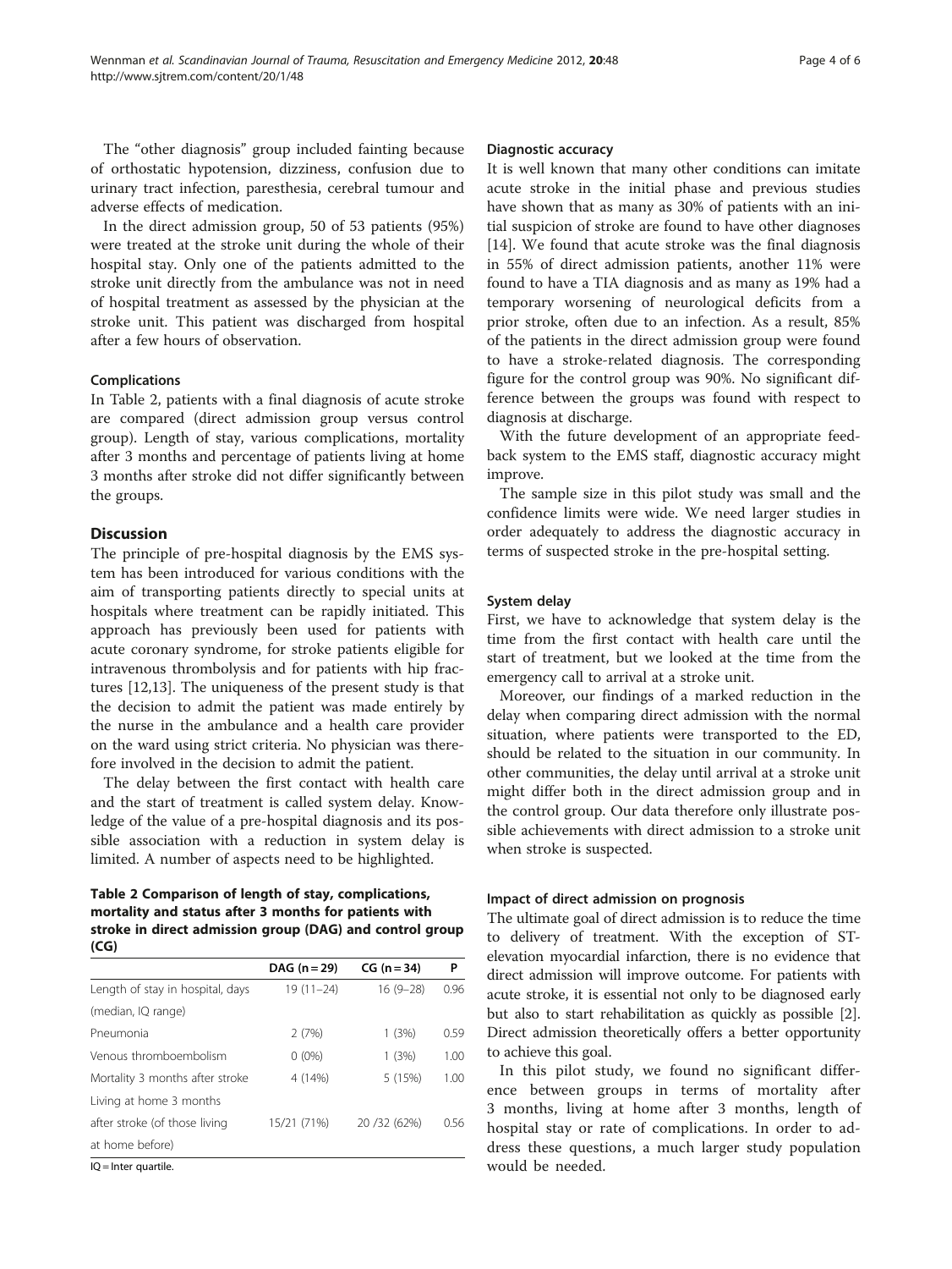The "other diagnosis" group included fainting because of orthostatic hypotension, dizziness, confusion due to urinary tract infection, paresthesia, cerebral tumour and adverse effects of medication.

In the direct admission group, 50 of 53 patients (95%) were treated at the stroke unit during the whole of their hospital stay. Only one of the patients admitted to the stroke unit directly from the ambulance was not in need of hospital treatment as assessed by the physician at the stroke unit. This patient was discharged from hospital after a few hours of observation.

### Complications

In Table 2, patients with a final diagnosis of acute stroke are compared (direct admission group versus control group). Length of stay, various complications, mortality after 3 months and percentage of patients living at home 3 months after stroke did not differ significantly between the groups.

## Discussion

The principle of pre-hospital diagnosis by the EMS system has been introduced for various conditions with the aim of transporting patients directly to special units at hospitals where treatment can be rapidly initiated. This approach has previously been used for patients with acute coronary syndrome, for stroke patients eligible for intravenous thrombolysis and for patients with hip fractures [12,13]. The uniqueness of the present study is that the decision to admit the patient was made entirely by the nurse in the ambulance and a health care provider on the ward using strict criteria. No physician was therefore involved in the decision to admit the patient.

The delay between the first contact with health care and the start of treatment is called system delay. Knowledge of the value of a pre-hospital diagnosis and its possible association with a reduction in system delay is limited. A number of aspects need to be highlighted.

**Table 2 Comparison of length of stay, complications, mortality and status after 3 months for patients with stroke in direct admission group (DAG) and control group (CG)**

| | DAG (n = 29) | CG (n = 34) | P |
|---|---|---|---|
| Length of stay in hospital, days (median, IQ range) | 19 (11–24) | 16 (9–28) | 0.96 |
| Pneumonia | 2 (7%) | 1 (3%) | 0.59 |
| Venous thromboembolism | 0 (0%) | 1 (3%) | 1.00 |
| Mortality 3 months after stroke | 4 (14%) | 5 (15%) | 1.00 |
| Living at home 3 months after stroke (of those living at home before) | 15/21 (71%) | 20 /32 (62%) | 0.56 |

IQ = Inter quartile.

### Diagnostic accuracy

It is well known that many other conditions can imitate acute stroke in the initial phase and previous studies have shown that as many as 30% of patients with an initial suspicion of stroke are found to have other diagnoses [14]. We found that acute stroke was the final diagnosis in 55% of direct admission patients, another 11% were found to have a TIA diagnosis and as many as 19% had a temporary worsening of neurological deficits from a prior stroke, often due to an infection. As a result, 85% of the patients in the direct admission group were found to have a stroke-related diagnosis. The corresponding figure for the control group was 90%. No significant difference between the groups was found with respect to diagnosis at discharge.

With the future development of an appropriate feedback system to the EMS staff, diagnostic accuracy might improve.

The sample size in this pilot study was small and the confidence limits were wide. We need larger studies in order adequately to address the diagnostic accuracy in terms of suspected stroke in the pre-hospital setting.

### System delay

First, we have to acknowledge that system delay is the time from the first contact with health care until the start of treatment, but we looked at the time from the emergency call to arrival at a stroke unit.

Moreover, our findings of a marked reduction in the delay when comparing direct admission with the normal situation, where patients were transported to the ED, should be related to the situation in our community. In other communities, the delay until arrival at a stroke unit might differ both in the direct admission group and in the control group. Our data therefore only illustrate possible achievements with direct admission to a stroke unit when stroke is suspected.

### Impact of direct admission on prognosis

The ultimate goal of direct admission is to reduce the time to delivery of treatment. With the exception of ST-elevation myocardial infarction, there is no evidence that direct admission will improve outcome. For patients with acute stroke, it is essential not only to be diagnosed early but also to start rehabilitation as quickly as possible [2]. Direct admission theoretically offers a better opportunity to achieve this goal.

In this pilot study, we found no significant difference between groups in terms of mortality after 3 months, living at home after 3 months, length of hospital stay or rate of complications. In order to address these questions, a much larger study population would be needed.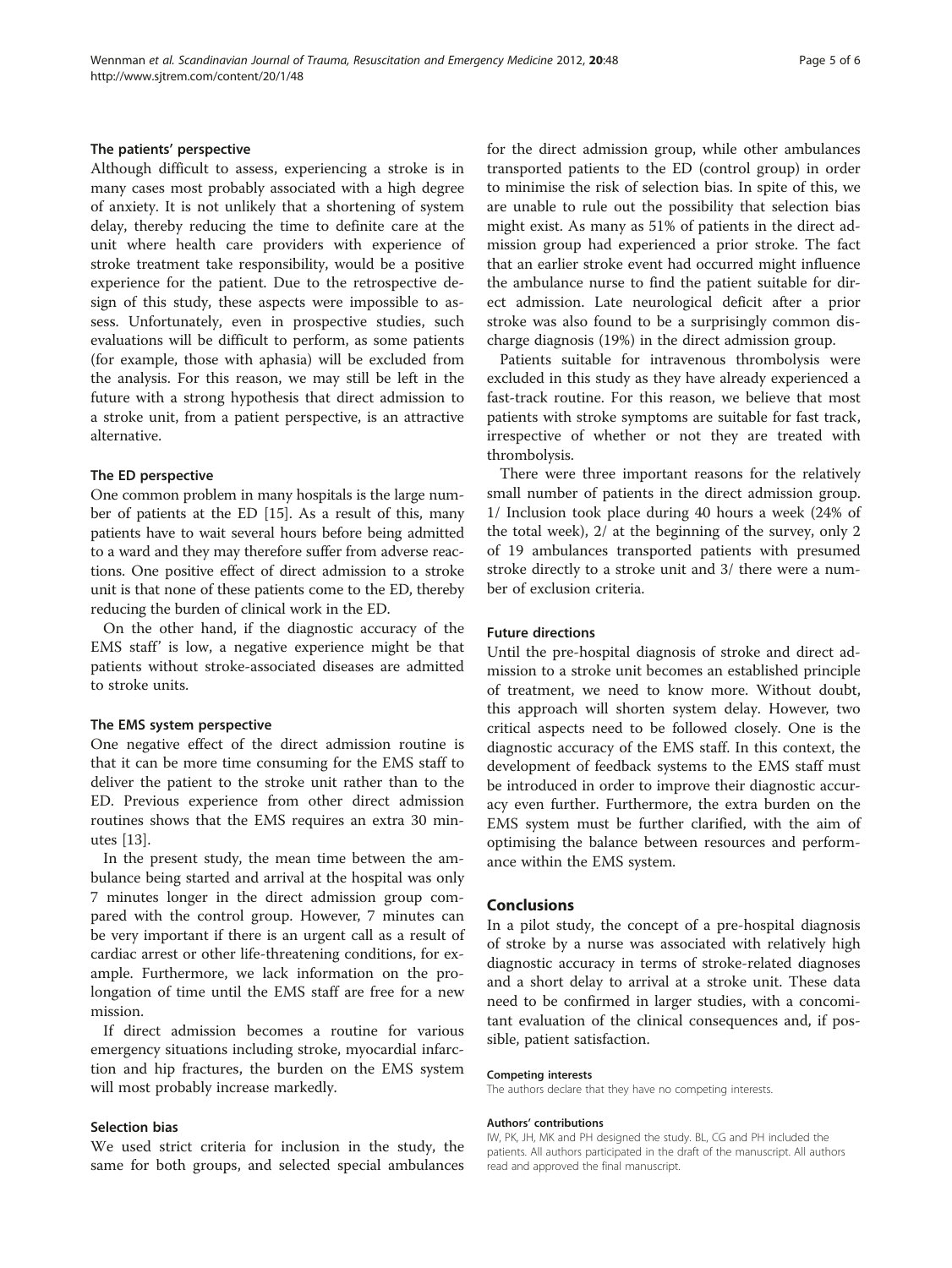### The patients' perspective

Although difficult to assess, experiencing a stroke is in many cases most probably associated with a high degree of anxiety. It is not unlikely that a shortening of system delay, thereby reducing the time to definite care at the unit where health care providers with experience of stroke treatment take responsibility, would be a positive experience for the patient. Due to the retrospective design of this study, these aspects were impossible to assess. Unfortunately, even in prospective studies, such evaluations will be difficult to perform, as some patients (for example, those with aphasia) will be excluded from the analysis. For this reason, we may still be left in the future with a strong hypothesis that direct admission to a stroke unit, from a patient perspective, is an attractive alternative.

### The ED perspective

One common problem in many hospitals is the large number of patients at the ED [15]. As a result of this, many patients have to wait several hours before being admitted to a ward and they may therefore suffer from adverse reactions. One positive effect of direct admission to a stroke unit is that none of these patients come to the ED, thereby reducing the burden of clinical work in the ED.

On the other hand, if the diagnostic accuracy of the EMS staff' is low, a negative experience might be that patients without stroke-associated diseases are admitted to stroke units.

### The EMS system perspective

One negative effect of the direct admission routine is that it can be more time consuming for the EMS staff to deliver the patient to the stroke unit rather than to the ED. Previous experience from other direct admission routines shows that the EMS requires an extra 30 minutes [13].

In the present study, the mean time between the ambulance being started and arrival at the hospital was only 7 minutes longer in the direct admission group compared with the control group. However, 7 minutes can be very important if there is an urgent call as a result of cardiac arrest or other life-threatening conditions, for example. Furthermore, we lack information on the prolongation of time until the EMS staff are free for a new mission.

If direct admission becomes a routine for various emergency situations including stroke, myocardial infarction and hip fractures, the burden on the EMS system will most probably increase markedly.

### Selection bias

We used strict criteria for inclusion in the study, the same for both groups, and selected special ambulances for the direct admission group, while other ambulances transported patients to the ED (control group) in order to minimise the risk of selection bias. In spite of this, we are unable to rule out the possibility that selection bias might exist. As many as 51% of patients in the direct admission group had experienced a prior stroke. The fact that an earlier stroke event had occurred might influence the ambulance nurse to find the patient suitable for direct admission. Late neurological deficit after a prior stroke was also found to be a surprisingly common discharge diagnosis (19%) in the direct admission group.

Patients suitable for intravenous thrombolysis were excluded in this study as they have already experienced a fast-track routine. For this reason, we believe that most patients with stroke symptoms are suitable for fast track, irrespective of whether or not they are treated with thrombolysis.

There were three important reasons for the relatively small number of patients in the direct admission group. 1/ Inclusion took place during 40 hours a week (24% of the total week), 2/ at the beginning of the survey, only 2 of 19 ambulances transported patients with presumed stroke directly to a stroke unit and 3/ there were a number of exclusion criteria.

### Future directions

Until the pre-hospital diagnosis of stroke and direct admission to a stroke unit becomes an established principle of treatment, we need to know more. Without doubt, this approach will shorten system delay. However, two critical aspects need to be followed closely. One is the diagnostic accuracy of the EMS staff. In this context, the development of feedback systems to the EMS staff must be introduced in order to improve their diagnostic accuracy even further. Furthermore, the extra burden on the EMS system must be further clarified, with the aim of optimising the balance between resources and performance within the EMS system.

## Conclusions

In a pilot study, the concept of a pre-hospital diagnosis of stroke by a nurse was associated with relatively high diagnostic accuracy in terms of stroke-related diagnoses and a short delay to arrival at a stroke unit. These data need to be confirmed in larger studies, with a concomitant evaluation of the clinical consequences and, if possible, patient satisfaction.

#### Competing interests

The authors declare that they have no competing interests.

#### Authors' contributions

IW, PK, JH, MK and PH designed the study. BL, CG and PH included the patients. All authors participated in the draft of the manuscript. All authors read and approved the final manuscript.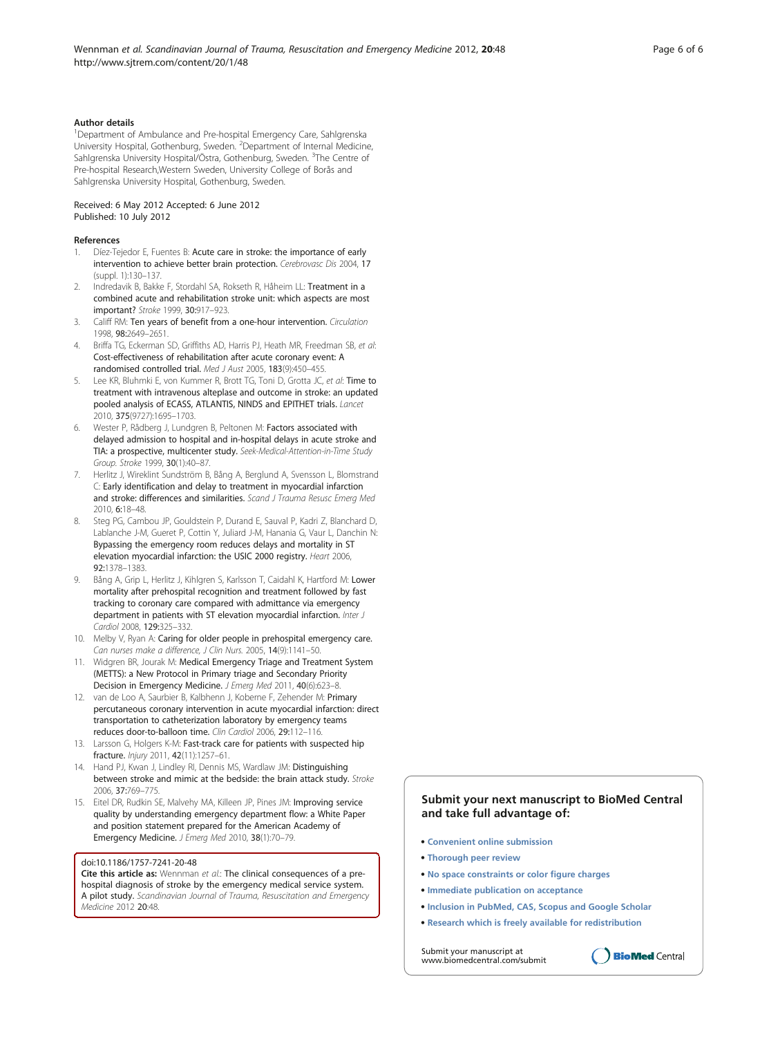**Author details**

[1]Department of Ambulance and Pre-hospital Emergency Care, Sahlgrenska University Hospital, Gothenburg, Sweden. [2]Department of Internal Medicine, Sahlgrenska University Hospital/Östra, Gothenburg, Sweden. [3]The Centre of Pre-hospital Research,Western Sweden, University College of Borås and Sahlgrenska University Hospital, Gothenburg, Sweden.

Received: 6 May 2012 Accepted: 6 June 2012
Published: 10 July 2012

**References**

1. Díez-Tejedor E, Fuentes B: Acute care in stroke: the importance of early intervention to achieve better brain protection. *Cerebrovasc Dis* 2004, **17** (suppl. 1):130–137.
2. Indredavik B, Bakke F, Stordahl SA, Rokseth R, Håheim LL: Treatment in a combined acute and rehabilitation stroke unit: which aspects are most important? *Stroke* 1999, **30**:917–923.
3. Califf RM: Ten years of benefit from a one-hour intervention. *Circulation* 1998, **98**:2649–2651.
4. Briffa TG, Eckerman SD, Griffiths AD, Harris PJ, Heath MR, Freedman SB, *et al*: Cost-effectiveness of rehabilitation after acute coronary event: A randomised controlled trial. *Med J Aust* 2005, **183**(9):450–455.
5. Lee KR, Bluhmki E, von Kummer R, Brott TG, Toni D, Grotta JC, *et al*: Time to treatment with intravenous alteplase and outcome in stroke: an updated pooled analysis of ECASS, ATLANTIS, NINDS and EPITHET trials. *Lancet* 2010, **375**(9727):1695–1703.
6. Wester P, Rådberg J, Lundgren B, Peltonen M: Factors associated with delayed admission to hospital and in-hospital delays in acute stroke and TIA: a prospective, multicenter study. *Seek-Medical-Attention-in-Time Study Group. Stroke* 1999, **30**(1):40–87.
7. Herlitz J, Wireklint Sundström B, Bång A, Berglund A, Svensson L, Blomstrand C: Early identification and delay to treatment in myocardial infarction and stroke: differences and similarities. *Scand J Trauma Resusc Emerg Med* 2010, **6**:18–48.
8. Steg PG, Cambou JP, Gouldstein P, Durand E, Sauval P, Kadri Z, Blanchard D, Lablanche J-M, Gueret P, Cottin Y, Juliard J-M, Hanania G, Vaur L, Danchin N: Bypassing the emergency room reduces delays and mortality in ST elevation myocardial infarction: the USIC 2000 registry. *Heart* 2006, **92**:1378–1383.
9. Bång A, Grip L, Herlitz J, Kihlgren S, Karlsson T, Caidahl K, Hartford M: Lower mortality after prehospital recognition and treatment followed by fast tracking to coronary care compared with admittance via emergency department in patients with ST elevation myocardial infarction. *Inter J Cardiol* 2008, **129**:325–332.
10. Melby V, Ryan A: Caring for older people in prehospital emergency care. *Can nurses make a difference, J Clin Nurs.* 2005, **14**(9):1141–50.
11. Widgren BR, Jourak M: Medical Emergency Triage and Treatment System (METTS): a New Protocol in Primary triage and Secondary Priority Decision in Emergency Medicine. *J Emerg Med* 2011, **40**(6):623–8.
12. van de Loo A, Saurbier B, Kalbhenn J, Koberne F, Zehender M: Primary percutaneous coronary intervention in acute myocardial infarction: direct transportation to catheterization laboratory by emergency teams reduces door-to-balloon time. *Clin Cardiol* 2006, **29**:112–116.
13. Larsson G, Holgers K-M: Fast-track care for patients with suspected hip fracture. *Injury* 2011, **42**(11):1257–61.
14. Hand PJ, Kwan J, Lindley RI, Dennis MS, Wardlaw JM: Distinguishing between stroke and mimic at the bedside: the brain attack study. *Stroke* 2006, **37**:769–775.
15. Eitel DR, Rudkin SE, Malvehy MA, Killeen JP, Pines JM: Improving service quality by understanding emergency department flow: a White Paper and position statement prepared for the American Academy of Emergency Medicine. *J Emerg Med* 2010, **38**(1):70–79.

doi:10.1186/1757-7241-20-48

**Cite this article as:** Wennman *et al.*: The clinical consequences of a pre-hospital diagnosis of stroke by the emergency medical service system. A pilot study. *Scandinavian Journal of Trauma, Resuscitation and Emergency Medicine* 2012 **20**:48.

**Submit your next manuscript to BioMed Central and take full advantage of:**

- **Convenient online submission**
- **Thorough peer review**
- **No space constraints or color figure charges**
- **Immediate publication on acceptance**
- **Inclusion in PubMed, CAS, Scopus and Google Scholar**
- **Research which is freely available for redistribution**

Submit your manuscript at
www.biomedcentral.com/submit

BioMed Central